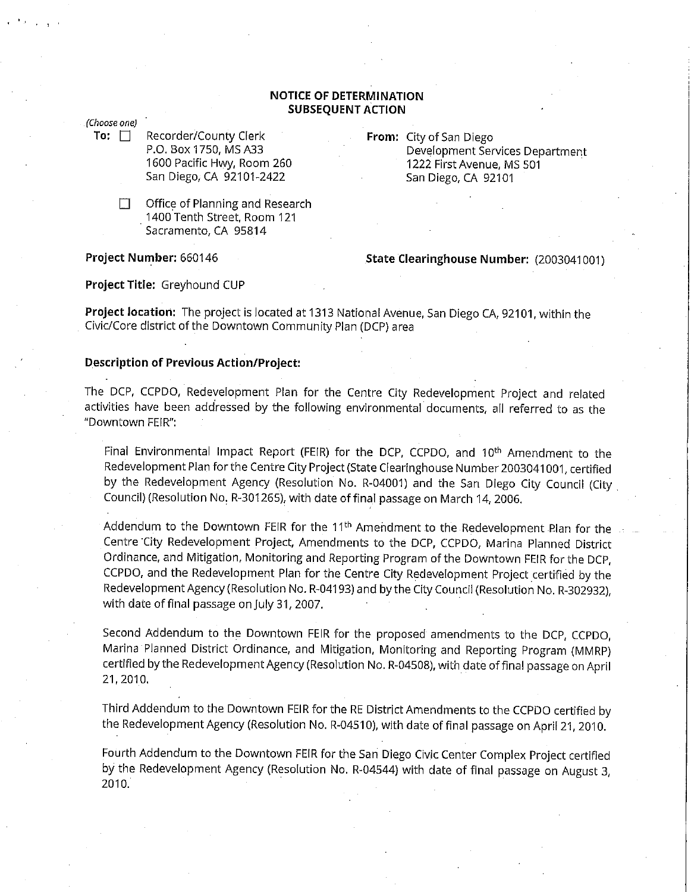## NOTICE OF DETERMINATION
## SUBSEQUENT ACTION

*(Choose one)*

**To:** ☐ Recorder/County Clerk
P.O. Box 1750, MS A33
1600 Pacific Hwy, Room 260
San Diego, CA 92101-2422

☐ Office of Planning and Research
1400 Tenth Street, Room 121
Sacramento, CA 95814

**From:** City of San Diego
Development Services Department
1222 First Avenue, MS 501
San Diego, CA 92101

**Project Number:** 660146

**State Clearinghouse Number:** (2003041001)

**Project Title:** Greyhound CUP

**Project location:** The project is located at 1313 National Avenue, San Diego CA, 92101, within the Civic/Core district of the Downtown Community Plan (DCP) area

**Description of Previous Action/Project:**

The DCP, CCPDO, Redevelopment Plan for the Centre City Redevelopment Project and related activities have been addressed by the following environmental documents, all referred to as the "Downtown FEIR":

Final Environmental Impact Report (FEIR) for the DCP, CCPDO, and 10th Amendment to the Redevelopment Plan for the Centre City Project (State Clearinghouse Number 2003041001, certified by the Redevelopment Agency (Resolution No. R-04001) and the San Diego City Council (City Council) (Resolution No. R-301265), with date of final passage on March 14, 2006.

Addendum to the Downtown FEIR for the 11th Amendment to the Redevelopment Plan for the Centre City Redevelopment Project, Amendments to the DCP, CCPDO, Marina Planned District Ordinance, and Mitigation, Monitoring and Reporting Program of the Downtown FEIR for the DCP, CCPDO, and the Redevelopment Plan for the Centre City Redevelopment Project certified by the Redevelopment Agency (Resolution No. R-04193) and by the City Council (Resolution No. R-302932), with date of final passage on July 31, 2007.

Second Addendum to the Downtown FEIR for the proposed amendments to the DCP, CCPDO, Marina Planned District Ordinance, and Mitigation, Monitoring and Reporting Program (MMRP) certified by the Redevelopment Agency (Resolution No. R-04508), with date of final passage on April 21, 2010.

Third Addendum to the Downtown FEIR for the RE District Amendments to the CCPDO certified by the Redevelopment Agency (Resolution No. R-04510), with date of final passage on April 21, 2010.

Fourth Addendum to the Downtown FEIR for the San Diego Civic Center Complex Project certified by the Redevelopment Agency (Resolution No. R-04544) with date of final passage on August 3, 2010.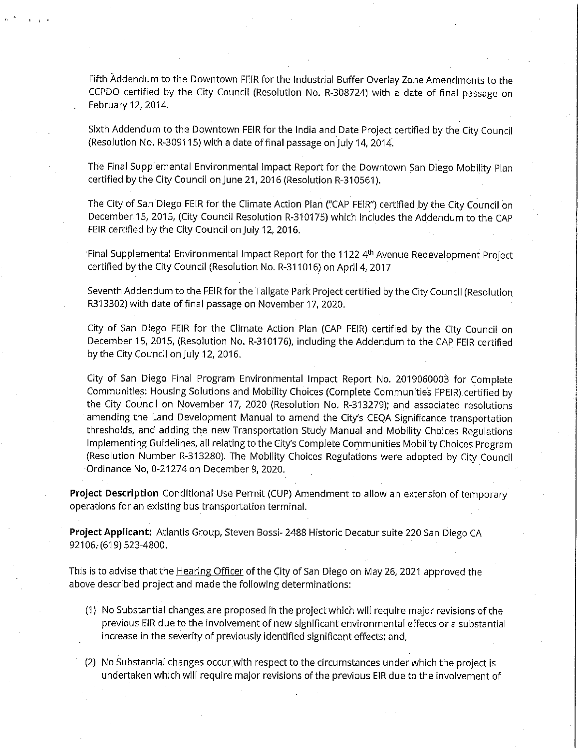Fifth Addendum to the Downtown FEIR for the Industrial Buffer Overlay Zone Amendments to the CCPDO certified by the City Council (Resolution No. R-308724) with a date of final passage on February 12, 2014.

Sixth Addendum to the Downtown FEIR for the India and Date Project certified by the City Council (Resolution No. R-309115) with a date of final passage on July 14, 2014.

The Final Supplemental Environmental Impact Report for the Downtown San Diego Mobility Plan certified by the City Council on June 21, 2016 (Resolution R-310561).

The City of San Diego FEIR for the Climate Action Plan ("CAP FEIR") certified by the City Council on December 15, 2015, (City Council Resolution R-310175) which includes the Addendum to the CAP FEIR certified by the City Council on July 12, 2016.

Final Supplemental Environmental Impact Report for the 1122 4th Avenue Redevelopment Project certified by the City Council (Resolution No. R-311016) on April 4, 2017

Seventh Addendum to the FEIR for the Tailgate Park Project certified by the City Council (Resolution R313302) with date of final passage on November 17, 2020.

City of San Diego FEIR for the Climate Action Plan (CAP FEIR) certified by the City Council on December 15, 2015, (Resolution No. R-310176), including the Addendum to the CAP FEIR certified by the City Council on July 12, 2016.

City of San Diego Final Program Environmental Impact Report No. 2019060003 for Complete Communities: Housing Solutions and Mobility Choices (Complete Communities FPEIR) certified by the City Council on November 17, 2020 (Resolution No. R-313279); and associated resolutions amending the Land Development Manual to amend the City's CEQA Significance transportation thresholds, and adding the new Transportation Study Manual and Mobility Choices Regulations Implementing Guidelines, all relating to the City's Complete Communities Mobility Choices Program (Resolution Number R-313280). The Mobility Choices Regulations were adopted by City Council Ordinance No, 0-21274 on December 9, 2020.

**Project Description** Conditional Use Permit (CUP) Amendment to allow an extension of temporary operations for an existing bus transportation terminal.

**Project Applicant:** Atlantis Group, Steven Bossi- 2488 Historic Decatur suite 220 San Diego CA 92106. (619) 523-4800.

This is to advise that the Hearing Officer of the City of San Diego on May 26, 2021 approved the above described project and made the following determinations:

(1) No Substantial changes are proposed in the project which will require major revisions of the previous EIR due to the involvement of new significant environmental effects or a substantial increase in the severity of previously identified significant effects; and,

(2) No Substantial changes occur with respect to the circumstances under which the project is undertaken which will require major revisions of the previous EIR due to the involvement of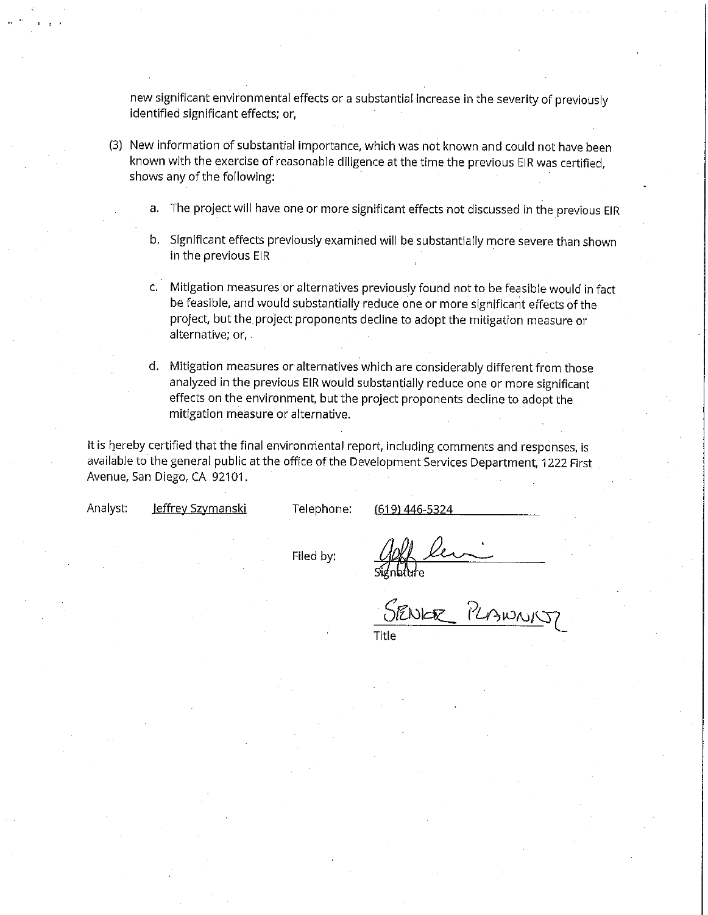new significant environmental effects or a substantial increase in the severity of previously identified significant effects; or,

(3) New information of substantial importance, which was not known and could not have been known with the exercise of reasonable diligence at the time the previous EIR was certified, shows any of the following:

   a. The project will have one or more significant effects not discussed in the previous EIR

   b. Significant effects previously examined will be substantially more severe than shown in the previous EIR

   c. Mitigation measures or alternatives previously found not to be feasible would in fact be feasible, and would substantially reduce one or more significant effects of the project, but the project proponents decline to adopt the mitigation measure or alternative; or,

   d. Mitigation measures or alternatives which are considerably different from those analyzed in the previous EIR would substantially reduce one or more significant effects on the environment, but the project proponents decline to adopt the mitigation measure or alternative.

It is hereby certified that the final environmental report, including comments and responses, is available to the general public at the office of the Development Services Department, 1222 First Avenue, San Diego, CA 92101.

Analyst: Jeffrey Szymanski     Telephone: (619) 446-5324

Filed by: Jeff Levi
Signature

SENIOR PLANNER
Title